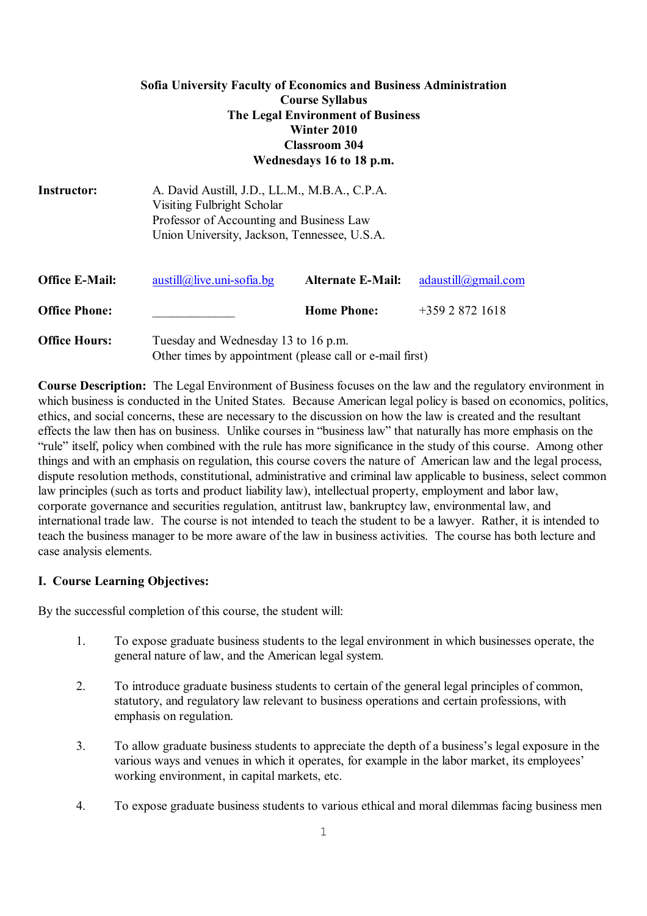**Sofia University Faculty of Economics and Business Administration**
**Course Syllabus**
**The Legal Environment of Business**
**Winter 2010**
**Classroom 304**
**Wednesdays 16 to 18 p.m.**

**Instructor:** A. David Austill, J.D., LL.M., M.B.A., C.P.A.
Visiting Fulbright Scholar
Professor of Accounting and Business Law
Union University, Jackson, Tennessee, U.S.A.

| | | | |
|---|---|---|---|
| **Office E-Mail:** | austill@live.uni-sofia.bg | **Alternate E-Mail:** | adaustill@gmail.com |
| **Office Phone:** | _____________ | **Home Phone:** | +359 2 872 1618 |

**Office Hours:** Tuesday and Wednesday 13 to 16 p.m.
Other times by appointment (please call or e-mail first)

**Course Description:** The Legal Environment of Business focuses on the law and the regulatory environment in which business is conducted in the United States. Because American legal policy is based on economics, politics, ethics, and social concerns, these are necessary to the discussion on how the law is created and the resultant effects the law then has on business. Unlike courses in "business law" that naturally has more emphasis on the "rule" itself, policy when combined with the rule has more significance in the study of this course. Among other things and with an emphasis on regulation, this course covers the nature of American law and the legal process, dispute resolution methods, constitutional, administrative and criminal law applicable to business, select common law principles (such as torts and product liability law), intellectual property, employment and labor law, corporate governance and securities regulation, antitrust law, bankruptcy law, environmental law, and international trade law. The course is not intended to teach the student to be a lawyer. Rather, it is intended to teach the business manager to be more aware of the law in business activities. The course has both lecture and case analysis elements.

## I. Course Learning Objectives:

By the successful completion of this course, the student will:

1. To expose graduate business students to the legal environment in which businesses operate, the general nature of law, and the American legal system.

2. To introduce graduate business students to certain of the general legal principles of common, statutory, and regulatory law relevant to business operations and certain professions, with emphasis on regulation.

3. To allow graduate business students to appreciate the depth of a business's legal exposure in the various ways and venues in which it operates, for example in the labor market, its employees' working environment, in capital markets, etc.

4. To expose graduate business students to various ethical and moral dilemmas facing business men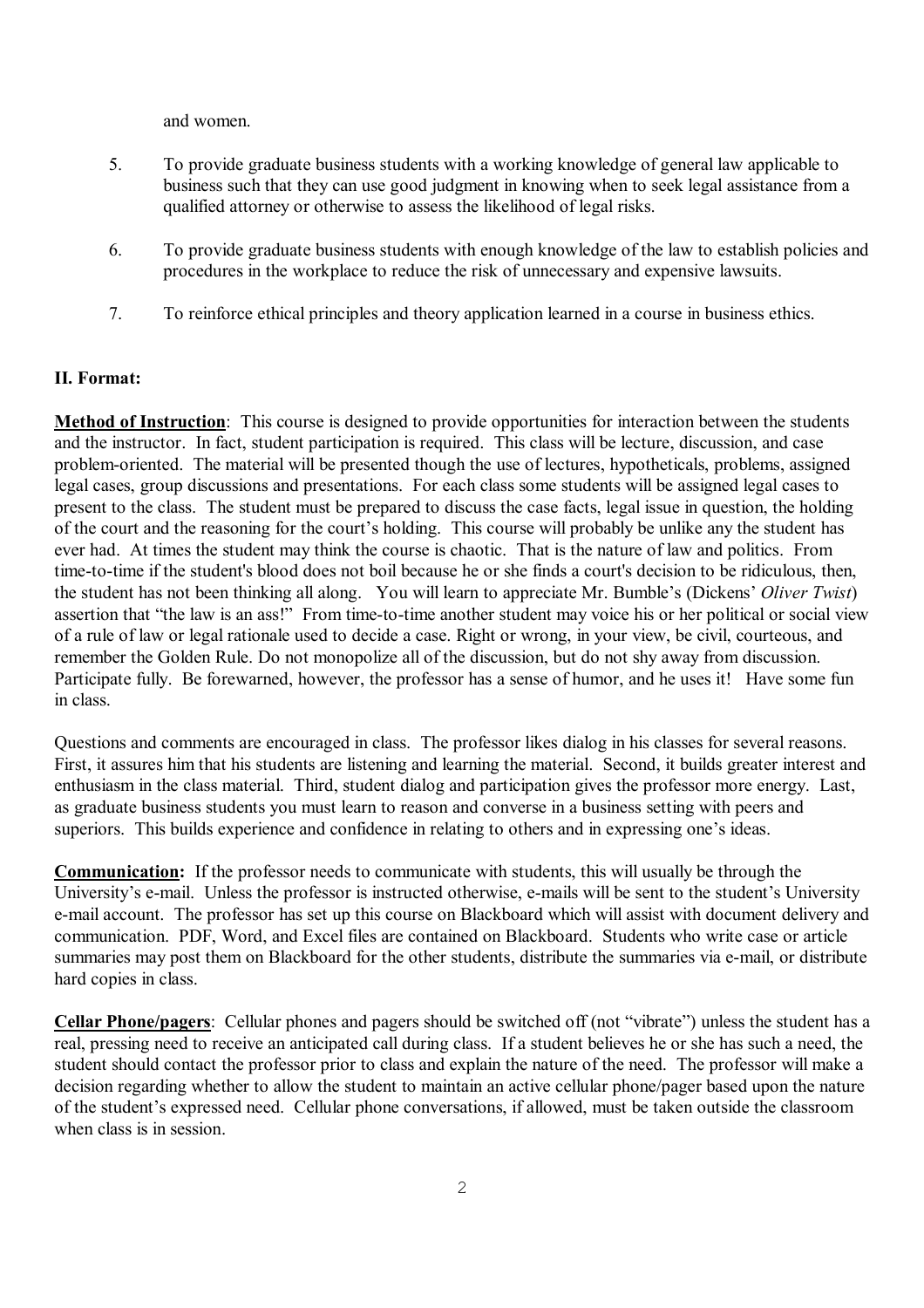and women.

5. To provide graduate business students with a working knowledge of general law applicable to business such that they can use good judgment in knowing when to seek legal assistance from a qualified attorney or otherwise to assess the likelihood of legal risks.

6. To provide graduate business students with enough knowledge of the law to establish policies and procedures in the workplace to reduce the risk of unnecessary and expensive lawsuits.

7. To reinforce ethical principles and theory application learned in a course in business ethics.

## II. Format:

**Method of Instruction**: This course is designed to provide opportunities for interaction between the students and the instructor. In fact, student participation is required. This class will be lecture, discussion, and case problem-oriented. The material will be presented though the use of lectures, hypotheticals, problems, assigned legal cases, group discussions and presentations. For each class some students will be assigned legal cases to present to the class. The student must be prepared to discuss the case facts, legal issue in question, the holding of the court and the reasoning for the court's holding. This course will probably be unlike any the student has ever had. At times the student may think the course is chaotic. That is the nature of law and politics. From time-to-time if the student's blood does not boil because he or she finds a court's decision to be ridiculous, then, the student has not been thinking all along. You will learn to appreciate Mr. Bumble's (Dickens' *Oliver Twist*) assertion that "the law is an ass!" From time-to-time another student may voice his or her political or social view of a rule of law or legal rationale used to decide a case. Right or wrong, in your view, be civil, courteous, and remember the Golden Rule. Do not monopolize all of the discussion, but do not shy away from discussion. Participate fully. Be forewarned, however, the professor has a sense of humor, and he uses it! Have some fun in class.

Questions and comments are encouraged in class. The professor likes dialog in his classes for several reasons. First, it assures him that his students are listening and learning the material. Second, it builds greater interest and enthusiasm in the class material. Third, student dialog and participation gives the professor more energy. Last, as graduate business students you must learn to reason and converse in a business setting with peers and superiors. This builds experience and confidence in relating to others and in expressing one's ideas.

**Communication:** If the professor needs to communicate with students, this will usually be through the University's e-mail. Unless the professor is instructed otherwise, e-mails will be sent to the student's University e-mail account. The professor has set up this course on Blackboard which will assist with document delivery and communication. PDF, Word, and Excel files are contained on Blackboard. Students who write case or article summaries may post them on Blackboard for the other students, distribute the summaries via e-mail, or distribute hard copies in class.

**Cellar Phone/pagers**: Cellular phones and pagers should be switched off (not "vibrate") unless the student has a real, pressing need to receive an anticipated call during class. If a student believes he or she has such a need, the student should contact the professor prior to class and explain the nature of the need. The professor will make a decision regarding whether to allow the student to maintain an active cellular phone/pager based upon the nature of the student's expressed need. Cellular phone conversations, if allowed, must be taken outside the classroom when class is in session.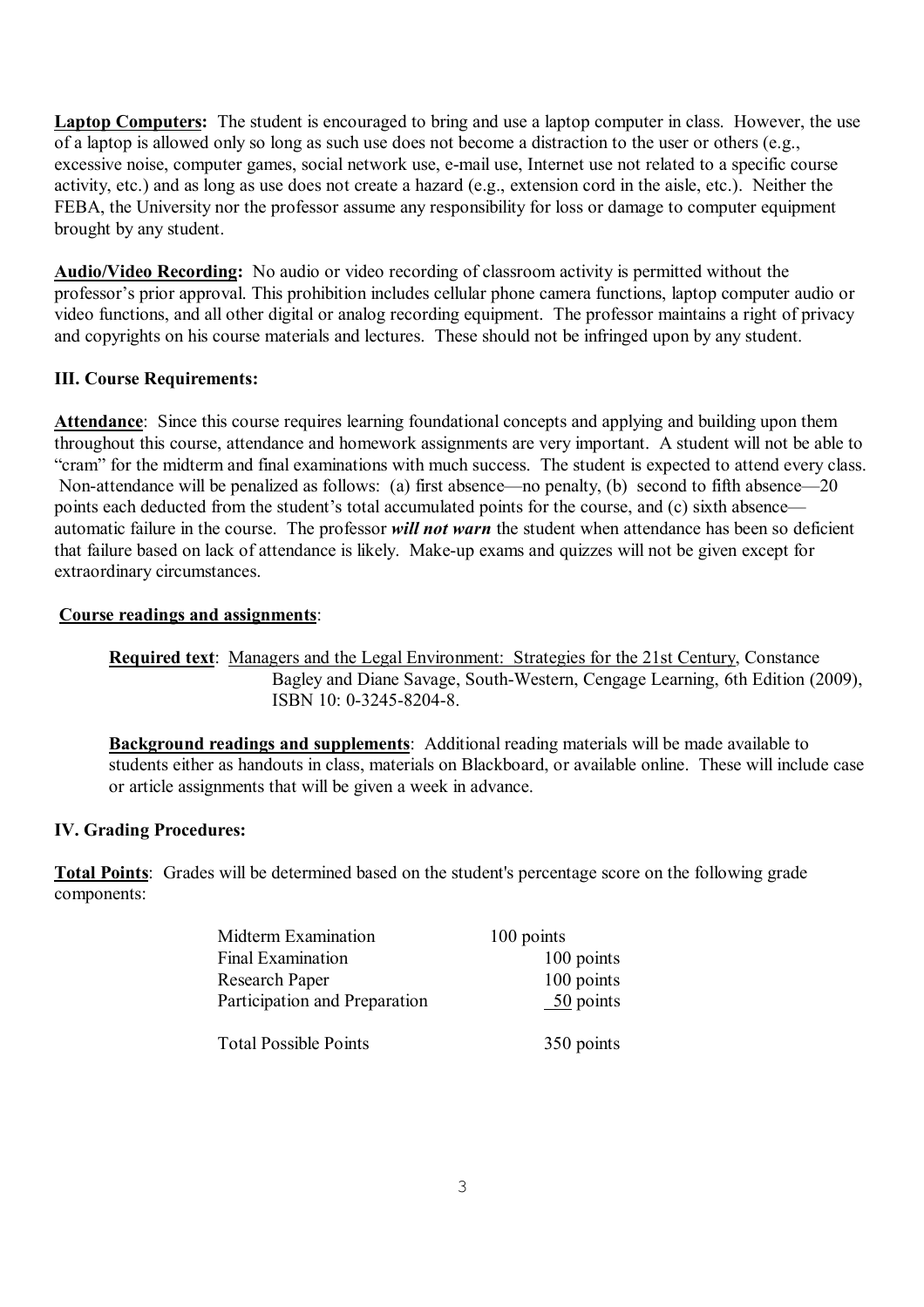**Laptop Computers:** The student is encouraged to bring and use a laptop computer in class. However, the use of a laptop is allowed only so long as such use does not become a distraction to the user or others (e.g., excessive noise, computer games, social network use, e-mail use, Internet use not related to a specific course activity, etc.) and as long as use does not create a hazard (e.g., extension cord in the aisle, etc.). Neither the FEBA, the University nor the professor assume any responsibility for loss or damage to computer equipment brought by any student.

**Audio/Video Recording:** No audio or video recording of classroom activity is permitted without the professor's prior approval. This prohibition includes cellular phone camera functions, laptop computer audio or video functions, and all other digital or analog recording equipment. The professor maintains a right of privacy and copyrights on his course materials and lectures. These should not be infringed upon by any student.

### III. Course Requirements:

**Attendance**: Since this course requires learning foundational concepts and applying and building upon them throughout this course, attendance and homework assignments are very important. A student will not be able to "cram" for the midterm and final examinations with much success. The student is expected to attend every class. Non-attendance will be penalized as follows: (a) first absence—no penalty, (b) second to fifth absence—20 points each deducted from the student's total accumulated points for the course, and (c) sixth absence—automatic failure in the course. The professor ***will not warn*** the student when attendance has been so deficient that failure based on lack of attendance is likely. Make-up exams and quizzes will not be given except for extraordinary circumstances.

**Course readings and assignments**:

**Required text**: Managers and the Legal Environment: Strategies for the 21st Century, Constance Bagley and Diane Savage, South-Western, Cengage Learning, 6th Edition (2009), ISBN 10: 0-3245-8204-8.

**Background readings and supplements**: Additional reading materials will be made available to students either as handouts in class, materials on Blackboard, or available online. These will include case or article assignments that will be given a week in advance.

### IV. Grading Procedures:

**Total Points**: Grades will be determined based on the student's percentage score on the following grade components:

| Component | Points |
|---|---|
| Midterm Examination | 100 points |
| Final Examination | 100 points |
| Research Paper | 100 points |
| Participation and Preparation | 50 points |
| Total Possible Points | 350 points |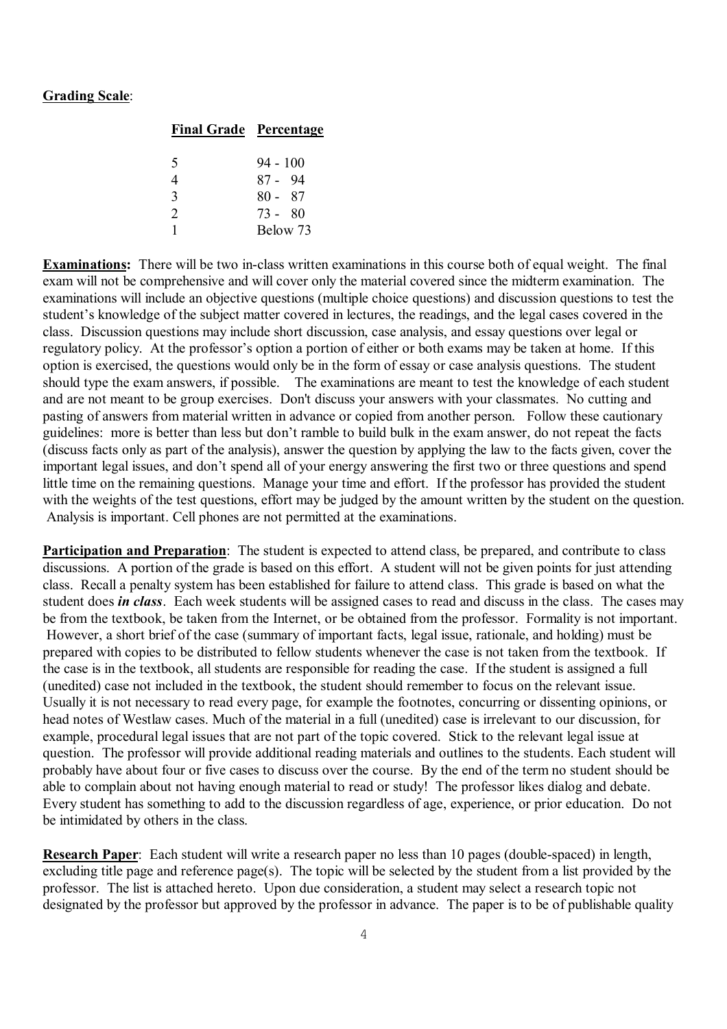**Grading Scale**:

| **Final Grade** | **Percentage** |
|---|---|
| 5 | 94 - 100 |
| 4 | 87 - 94 |
| 3 | 80 - 87 |
| 2 | 73 - 80 |
| 1 | Below 73 |

**Examinations:** There will be two in-class written examinations in this course both of equal weight. The final exam will not be comprehensive and will cover only the material covered since the midterm examination. The examinations will include an objective questions (multiple choice questions) and discussion questions to test the student's knowledge of the subject matter covered in lectures, the readings, and the legal cases covered in the class. Discussion questions may include short discussion, case analysis, and essay questions over legal or regulatory policy. At the professor's option a portion of either or both exams may be taken at home. If this option is exercised, the questions would only be in the form of essay or case analysis questions. The student should type the exam answers, if possible. The examinations are meant to test the knowledge of each student and are not meant to be group exercises. Don't discuss your answers with your classmates. No cutting and pasting of answers from material written in advance or copied from another person. Follow these cautionary guidelines: more is better than less but don't ramble to build bulk in the exam answer, do not repeat the facts (discuss facts only as part of the analysis), answer the question by applying the law to the facts given, cover the important legal issues, and don't spend all of your energy answering the first two or three questions and spend little time on the remaining questions. Manage your time and effort. If the professor has provided the student with the weights of the test questions, effort may be judged by the amount written by the student on the question. Analysis is important. Cell phones are not permitted at the examinations.

**Participation and Preparation**: The student is expected to attend class, be prepared, and contribute to class discussions. A portion of the grade is based on this effort. A student will not be given points for just attending class. Recall a penalty system has been established for failure to attend class. This grade is based on what the student does ***in class***. Each week students will be assigned cases to read and discuss in the class. The cases may be from the textbook, be taken from the Internet, or be obtained from the professor. Formality is not important. However, a short brief of the case (summary of important facts, legal issue, rationale, and holding) must be prepared with copies to be distributed to fellow students whenever the case is not taken from the textbook. If the case is in the textbook, all students are responsible for reading the case. If the student is assigned a full (unedited) case not included in the textbook, the student should remember to focus on the relevant issue. Usually it is not necessary to read every page, for example the footnotes, concurring or dissenting opinions, or head notes of Westlaw cases. Much of the material in a full (unedited) case is irrelevant to our discussion, for example, procedural legal issues that are not part of the topic covered. Stick to the relevant legal issue at question. The professor will provide additional reading materials and outlines to the students. Each student will probably have about four or five cases to discuss over the course. By the end of the term no student should be able to complain about not having enough material to read or study! The professor likes dialog and debate. Every student has something to add to the discussion regardless of age, experience, or prior education. Do not be intimidated by others in the class.

**Research Paper**: Each student will write a research paper no less than 10 pages (double-spaced) in length, excluding title page and reference page(s). The topic will be selected by the student from a list provided by the professor. The list is attached hereto. Upon due consideration, a student may select a research topic not designated by the professor but approved by the professor in advance. The paper is to be of publishable quality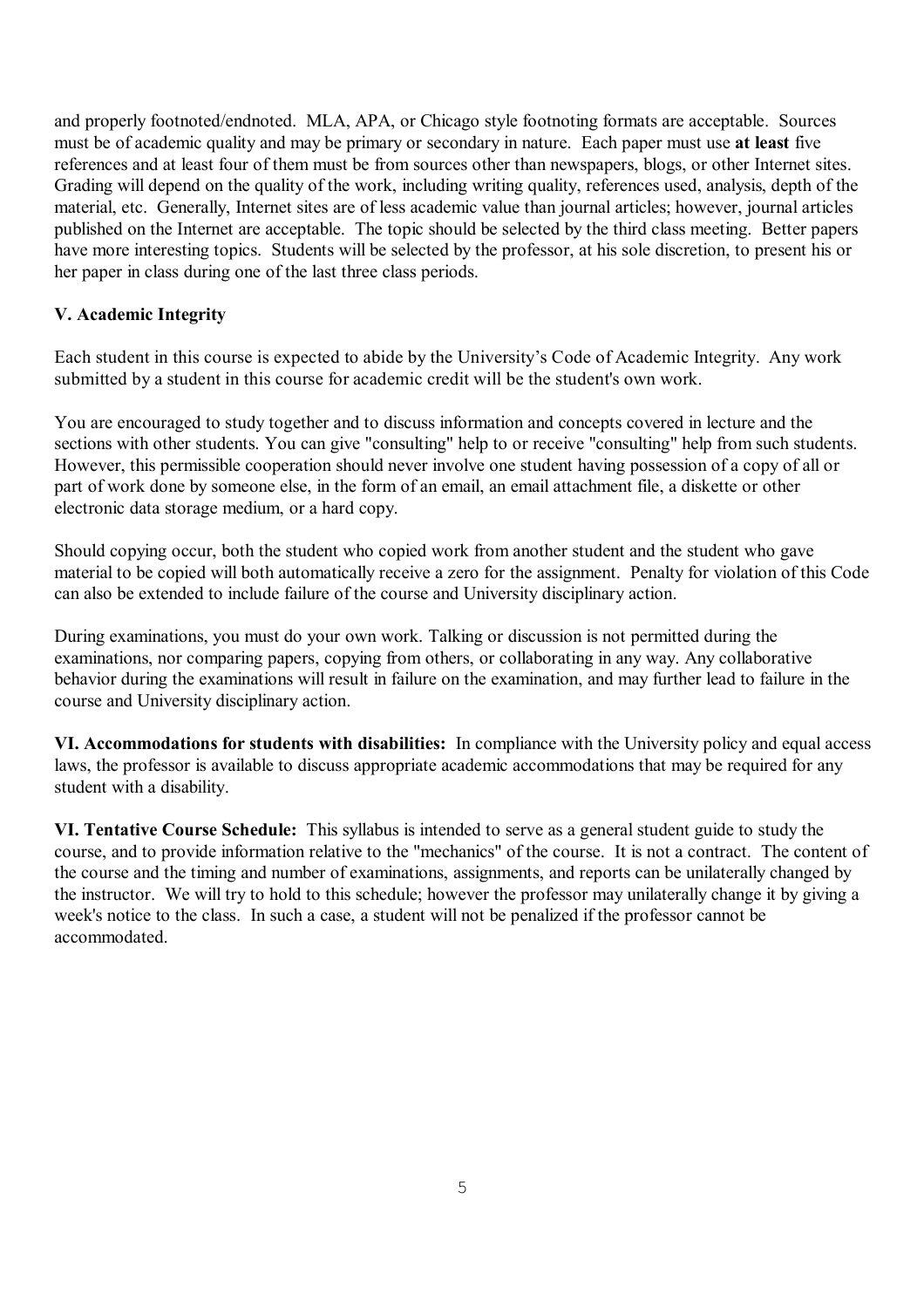and properly footnoted/endnoted. MLA, APA, or Chicago style footnoting formats are acceptable. Sources must be of academic quality and may be primary or secondary in nature. Each paper must use **at least** five references and at least four of them must be from sources other than newspapers, blogs, or other Internet sites. Grading will depend on the quality of the work, including writing quality, references used, analysis, depth of the material, etc. Generally, Internet sites are of less academic value than journal articles; however, journal articles published on the Internet are acceptable. The topic should be selected by the third class meeting. Better papers have more interesting topics. Students will be selected by the professor, at his sole discretion, to present his or her paper in class during one of the last three class periods.

### V. Academic Integrity

Each student in this course is expected to abide by the University's Code of Academic Integrity. Any work submitted by a student in this course for academic credit will be the student's own work.

You are encouraged to study together and to discuss information and concepts covered in lecture and the sections with other students. You can give "consulting" help to or receive "consulting" help from such students. However, this permissible cooperation should never involve one student having possession of a copy of all or part of work done by someone else, in the form of an email, an email attachment file, a diskette or other electronic data storage medium, or a hard copy.

Should copying occur, both the student who copied work from another student and the student who gave material to be copied will both automatically receive a zero for the assignment. Penalty for violation of this Code can also be extended to include failure of the course and University disciplinary action.

During examinations, you must do your own work. Talking or discussion is not permitted during the examinations, nor comparing papers, copying from others, or collaborating in any way. Any collaborative behavior during the examinations will result in failure on the examination, and may further lead to failure in the course and University disciplinary action.

**VI. Accommodations for students with disabilities:** In compliance with the University policy and equal access laws, the professor is available to discuss appropriate academic accommodations that may be required for any student with a disability.

**VI. Tentative Course Schedule:** This syllabus is intended to serve as a general student guide to study the course, and to provide information relative to the "mechanics" of the course. It is not a contract. The content of the course and the timing and number of examinations, assignments, and reports can be unilaterally changed by the instructor. We will try to hold to this schedule; however the professor may unilaterally change it by giving a week's notice to the class. In such a case, a student will not be penalized if the professor cannot be accommodated.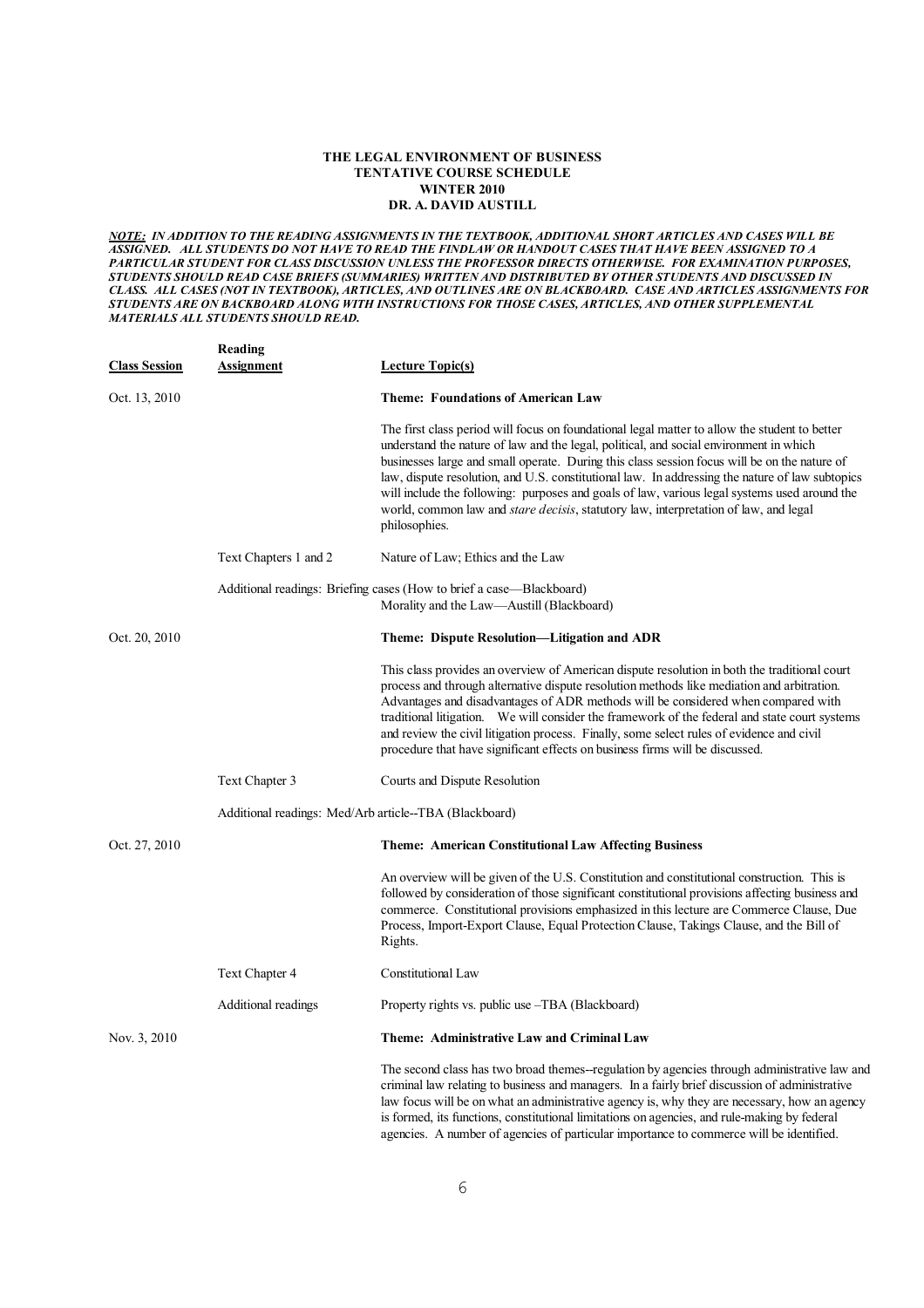**THE LEGAL ENVIRONMENT OF BUSINESS**
**TENTATIVE COURSE SCHEDULE**
**WINTER 2010**
**DR. A. DAVID AUSTILL**

***NOTE:*** ***IN ADDITION TO THE READING ASSIGNMENTS IN THE TEXTBOOK, ADDITIONAL SHORT ARTICLES AND CASES WILL BE ASSIGNED. ALL STUDENTS DO NOT HAVE TO READ THE FINDLAW OR HANDOUT CASES THAT HAVE BEEN ASSIGNED TO A PARTICULAR STUDENT FOR CLASS DISCUSSION UNLESS THE PROFESSOR DIRECTS OTHERWISE. FOR EXAMINATION PURPOSES, STUDENTS SHOULD READ CASE BRIEFS (SUMMARIES) WRITTEN AND DISTRIBUTED BY OTHER STUDENTS AND DISCUSSED IN CLASS. ALL CASES (NOT IN TEXTBOOK), ARTICLES, AND OUTLINES ARE ON BLACKBOARD. CASE AND ARTICLES ASSIGNMENTS FOR STUDENTS ARE ON BACKBOARD ALONG WITH INSTRUCTIONS FOR THOSE CASES, ARTICLES, AND OTHER SUPPLEMENTAL MATERIALS ALL STUDENTS SHOULD READ.***

| **Class Session** | **Reading Assignment** | **Lecture Topic(s)** |
|---|---|---|
| Oct. 13, 2010 | | **Theme: Foundations of American Law** |
| | | The first class period will focus on foundational legal matter to allow the student to better understand the nature of law and the legal, political, and social environment in which businesses large and small operate. During this class session focus will be on the nature of law, dispute resolution, and U.S. constitutional law. In addressing the nature of law subtopics will include the following: purposes and goals of law, various legal systems used around the world, common law and *stare decisis*, statutory law, interpretation of law, and legal philosophies. |
| | Text Chapters 1 and 2 | Nature of Law; Ethics and the Law |
| | Additional readings: Briefing cases (How to brief a case—Blackboard) | Morality and the Law—Austill (Blackboard) |
| Oct. 20, 2010 | | **Theme: Dispute Resolution—Litigation and ADR** |
| | | This class provides an overview of American dispute resolution in both the traditional court process and through alternative dispute resolution methods like mediation and arbitration. Advantages and disadvantages of ADR methods will be considered when compared with traditional litigation. We will consider the framework of the federal and state court systems and review the civil litigation process. Finally, some select rules of evidence and civil procedure that have significant effects on business firms will be discussed. |
| | Text Chapter 3 | Courts and Dispute Resolution |
| | Additional readings: Med/Arb article--TBA (Blackboard) | |
| Oct. 27, 2010 | | **Theme: American Constitutional Law Affecting Business** |
| | | An overview will be given of the U.S. Constitution and constitutional construction. This is followed by consideration of those significant constitutional provisions affecting business and commerce. Constitutional provisions emphasized in this lecture are Commerce Clause, Due Process, Import-Export Clause, Equal Protection Clause, Takings Clause, and the Bill of Rights. |
| | Text Chapter 4 | Constitutional Law |
| | Additional readings | Property rights vs. public use –TBA (Blackboard) |
| Nov. 3, 2010 | | **Theme: Administrative Law and Criminal Law** |
| | | The second class has two broad themes--regulation by agencies through administrative law and criminal law relating to business and managers. In a fairly brief discussion of administrative law focus will be on what an administrative agency is, why they are necessary, how an agency is formed, its functions, constitutional limitations on agencies, and rule-making by federal agencies. A number of agencies of particular importance to commerce will be identified. |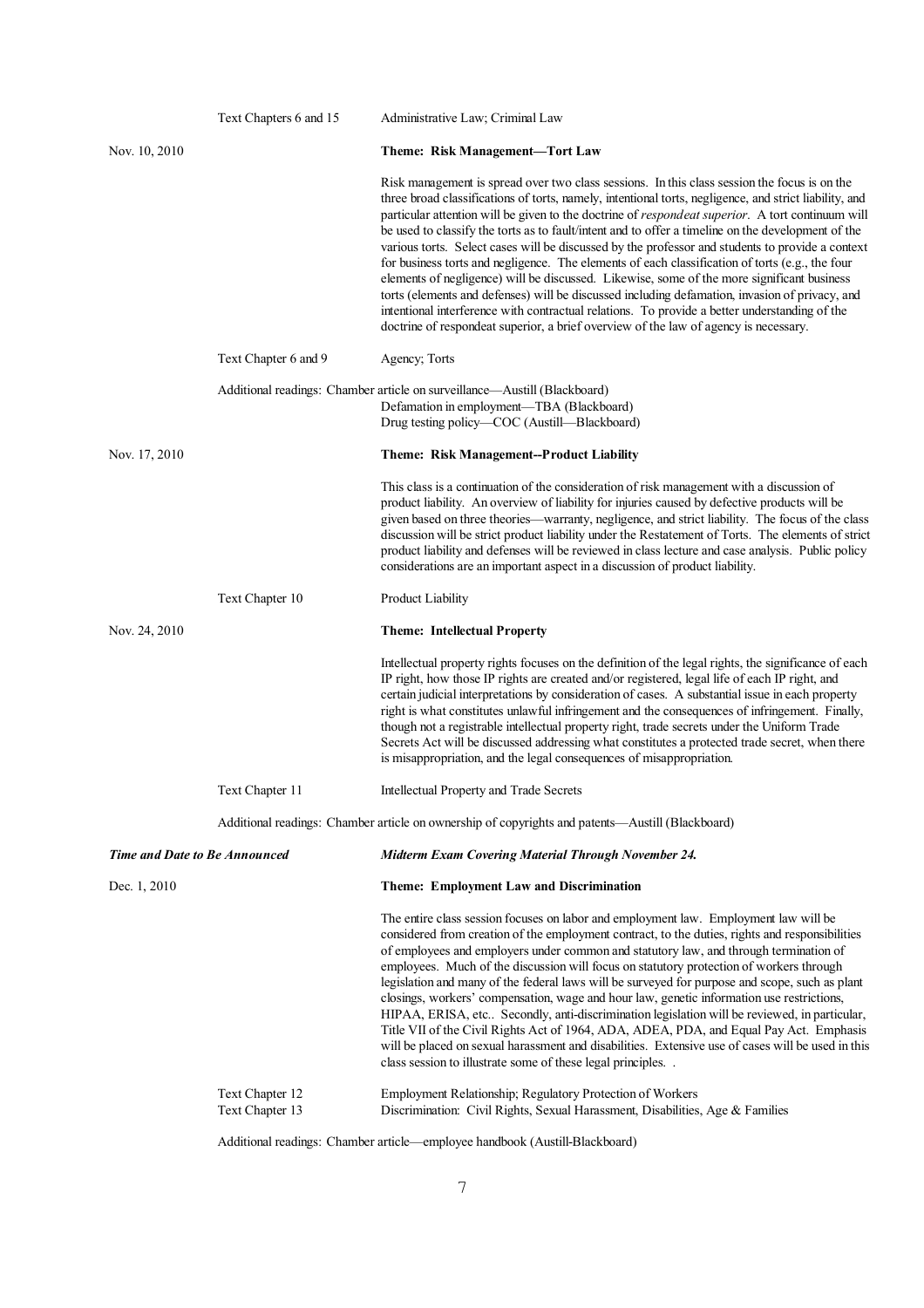| | | |
|---|---|---|
| | Text Chapters 6 and 15 | Administrative Law; Criminal Law |
| Nov. 10, 2010 | | **Theme: Risk Management—Tort Law** |
| | | Risk management is spread over two class sessions. In this class session the focus is on the three broad classifications of torts, namely, intentional torts, negligence, and strict liability, and particular attention will be given to the doctrine of *respondeat superior*. A tort continuum will be used to classify the torts as to fault/intent and to offer a timeline on the development of the various torts. Select cases will be discussed by the professor and students to provide a context for business torts and negligence. The elements of each classification of torts (e.g., the four elements of negligence) will be discussed. Likewise, some of the more significant business torts (elements and defenses) will be discussed including defamation, invasion of privacy, and intentional interference with contractual relations. To provide a better understanding of the doctrine of respondeat superior, a brief overview of the law of agency is necessary. |
| | Text Chapter 6 and 9 | Agency; Torts |

Additional readings: Chamber article on surveillance—Austill (Blackboard)
Defamation in employment—TBA (Blackboard)
Drug testing policy—COC (Austill—Blackboard)

| | | |
|---|---|---|
| Nov. 17, 2010 | | **Theme: Risk Management--Product Liability** |
| | | This class is a continuation of the consideration of risk management with a discussion of product liability. An overview of liability for injuries caused by defective products will be given based on three theories—warranty, negligence, and strict liability. The focus of the class discussion will be strict product liability under the Restatement of Torts. The elements of strict product liability and defenses will be reviewed in class lecture and case analysis. Public policy considerations are an important aspect in a discussion of product liability. |
| | Text Chapter 10 | Product Liability |
| Nov. 24, 2010 | | **Theme: Intellectual Property** |
| | | Intellectual property rights focuses on the definition of the legal rights, the significance of each IP right, how those IP rights are created and/or registered, legal life of each IP right, and certain judicial interpretations by consideration of cases. A substantial issue in each property right is what constitutes unlawful infringement and the consequences of infringement. Finally, though not a registrable intellectual property right, trade secrets under the Uniform Trade Secrets Act will be discussed addressing what constitutes a protected trade secret, when there is misappropriation, and the legal consequences of misappropriation. |
| | Text Chapter 11 | Intellectual Property and Trade Secrets |

Additional readings: Chamber article on ownership of copyrights and patents—Austill (Blackboard)

***Time and Date to Be Announced*** ***Midterm Exam Covering Material Through November 24.***

| | | |
|---|---|---|
| Dec. 1, 2010 | | **Theme: Employment Law and Discrimination** |
| | | The entire class session focuses on labor and employment law. Employment law will be considered from creation of the employment contract, to the duties, rights and responsibilities of employees and employers under common and statutory law, and through termination of employees. Much of the discussion will focus on statutory protection of workers through legislation and many of the federal laws will be surveyed for purpose and scope, such as plant closings, workers' compensation, wage and hour law, genetic information use restrictions, HIPAA, ERISA, etc.. Secondly, anti-discrimination legislation will be reviewed, in particular, Title VII of the Civil Rights Act of 1964, ADA, ADEA, PDA, and Equal Pay Act. Emphasis will be placed on sexual harassment and disabilities. Extensive use of cases will be used in this class session to illustrate some of these legal principles. . |
| | Text Chapter 12 | Employment Relationship; Regulatory Protection of Workers |
| | Text Chapter 13 | Discrimination: Civil Rights, Sexual Harassment, Disabilities, Age & Families |

Additional readings: Chamber article—employee handbook (Austill-Blackboard)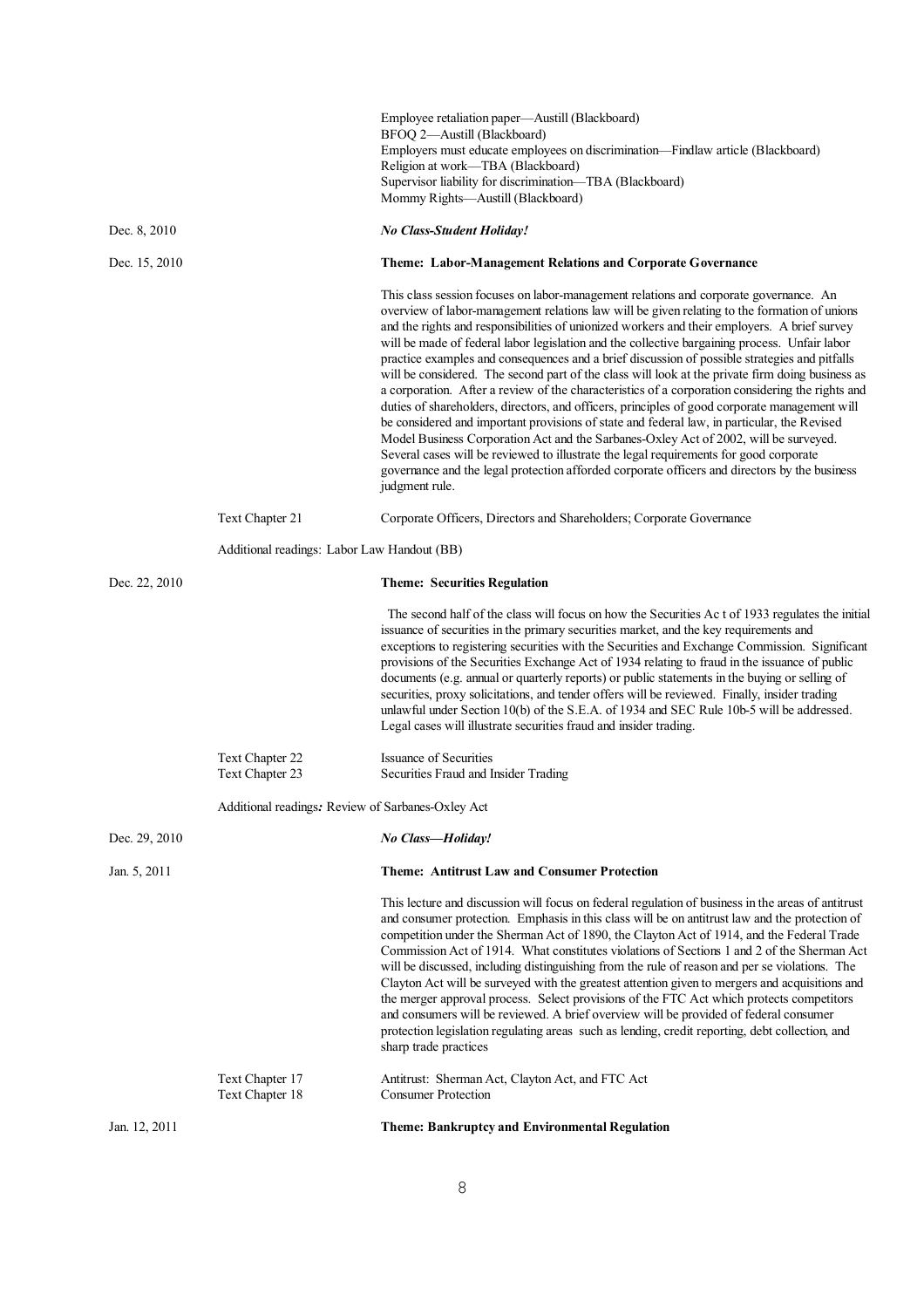Employee retaliation paper—Austill (Blackboard)
BFOQ 2—Austill (Blackboard)
Employers must educate employees on discrimination—Findlaw article (Blackboard)
Religion at work—TBA (Blackboard)
Supervisor liability for discrimination—TBA (Blackboard)
Mommy Rights—Austill (Blackboard)

Dec. 8, 2010 — ***No Class-Student Holiday!***

Dec. 15, 2010 — **Theme: Labor-Management Relations and Corporate Governance**

This class session focuses on labor-management relations and corporate governance. An overview of labor-management relations law will be given relating to the formation of unions and the rights and responsibilities of unionized workers and their employers. A brief survey will be made of federal labor legislation and the collective bargaining process. Unfair labor practice examples and consequences and a brief discussion of possible strategies and pitfalls will be considered. The second part of the class will look at the private firm doing business as a corporation. After a review of the characteristics of a corporation considering the rights and duties of shareholders, directors, and officers, principles of good corporate management will be considered and important provisions of state and federal law, in particular, the Revised Model Business Corporation Act and the Sarbanes-Oxley Act of 2002, will be surveyed. Several cases will be reviewed to illustrate the legal requirements for good corporate governance and the legal protection afforded corporate officers and directors by the business judgment rule.

Text Chapter 21 — Corporate Officers, Directors and Shareholders; Corporate Governance

Additional readings: Labor Law Handout (BB)

Dec. 22, 2010 — **Theme: Securities Regulation**

The second half of the class will focus on how the Securities Ac t of 1933 regulates the initial issuance of securities in the primary securities market, and the key requirements and exceptions to registering securities with the Securities and Exchange Commission. Significant provisions of the Securities Exchange Act of 1934 relating to fraud in the issuance of public documents (e.g. annual or quarterly reports) or public statements in the buying or selling of securities, proxy solicitations, and tender offers will be reviewed. Finally, insider trading unlawful under Section 10(b) of the S.E.A. of 1934 and SEC Rule 10b-5 will be addressed. Legal cases will illustrate securities fraud and insider trading.

Text Chapter 22 — Issuance of Securities
Text Chapter 23 — Securities Fraud and Insider Trading

Additional readings*:* Review of Sarbanes-Oxley Act

Dec. 29, 2010 — ***No Class—Holiday!***

Jan. 5, 2011 — **Theme: Antitrust Law and Consumer Protection**

This lecture and discussion will focus on federal regulation of business in the areas of antitrust and consumer protection. Emphasis in this class will be on antitrust law and the protection of competition under the Sherman Act of 1890, the Clayton Act of 1914, and the Federal Trade Commission Act of 1914. What constitutes violations of Sections 1 and 2 of the Sherman Act will be discussed, including distinguishing from the rule of reason and per se violations. The Clayton Act will be surveyed with the greatest attention given to mergers and acquisitions and the merger approval process. Select provisions of the FTC Act which protects competitors and consumers will be reviewed. A brief overview will be provided of federal consumer protection legislation regulating areas such as lending, credit reporting, debt collection, and sharp trade practices

Text Chapter 17 — Antitrust: Sherman Act, Clayton Act, and FTC Act
Text Chapter 18 — Consumer Protection

Jan. 12, 2011 — **Theme: Bankruptcy and Environmental Regulation**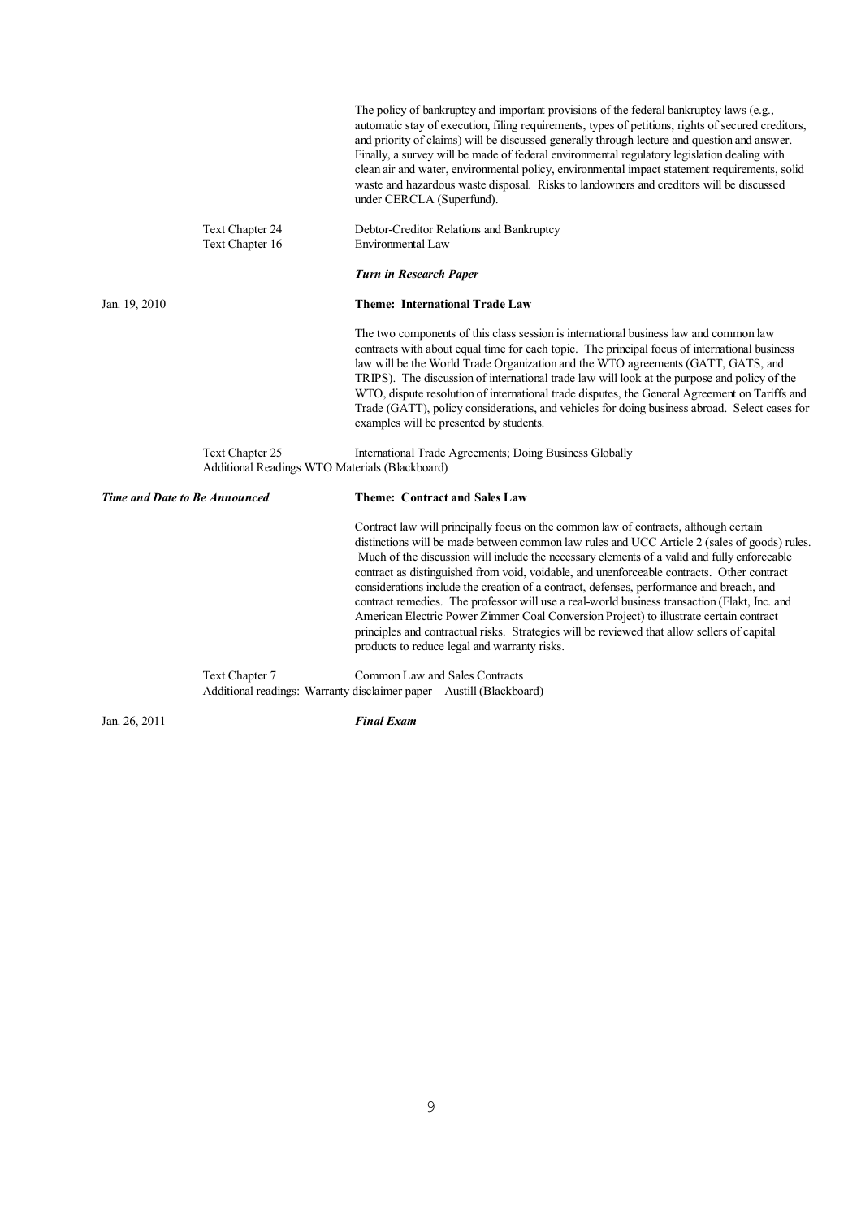The policy of bankruptcy and important provisions of the federal bankruptcy laws (e.g., automatic stay of execution, filing requirements, types of petitions, rights of secured creditors, and priority of claims) will be discussed generally through lecture and question and answer. Finally, a survey will be made of federal environmental regulatory legislation dealing with clean air and water, environmental policy, environmental impact statement requirements, solid waste and hazardous waste disposal. Risks to landowners and creditors will be discussed under CERCLA (Superfund).

Text Chapter 24 — Debtor-Creditor Relations and Bankruptcy
Text Chapter 16 — Environmental Law

***Turn in Research Paper***

Jan. 19, 2010 — **Theme: International Trade Law**

The two components of this class session is international business law and common law contracts with about equal time for each topic. The principal focus of international business law will be the World Trade Organization and the WTO agreements (GATT, GATS, and TRIPS). The discussion of international trade law will look at the purpose and policy of the WTO, dispute resolution of international trade disputes, the General Agreement on Tariffs and Trade (GATT), policy considerations, and vehicles for doing business abroad. Select cases for examples will be presented by students.

Text Chapter 25 — International Trade Agreements; Doing Business Globally
Additional Readings WTO Materials (Blackboard)

***Time and Date to Be Announced*** — **Theme: Contract and Sales Law**

Contract law will principally focus on the common law of contracts, although certain distinctions will be made between common law rules and UCC Article 2 (sales of goods) rules. Much of the discussion will include the necessary elements of a valid and fully enforceable contract as distinguished from void, voidable, and unenforceable contracts. Other contract considerations include the creation of a contract, defenses, performance and breach, and contract remedies. The professor will use a real-world business transaction (Flakt, Inc. and American Electric Power Zimmer Coal Conversion Project) to illustrate certain contract principles and contractual risks. Strategies will be reviewed that allow sellers of capital products to reduce legal and warranty risks.

Text Chapter 7 — Common Law and Sales Contracts
Additional readings: Warranty disclaimer paper—Austill (Blackboard)

Jan. 26, 2011 — ***Final Exam***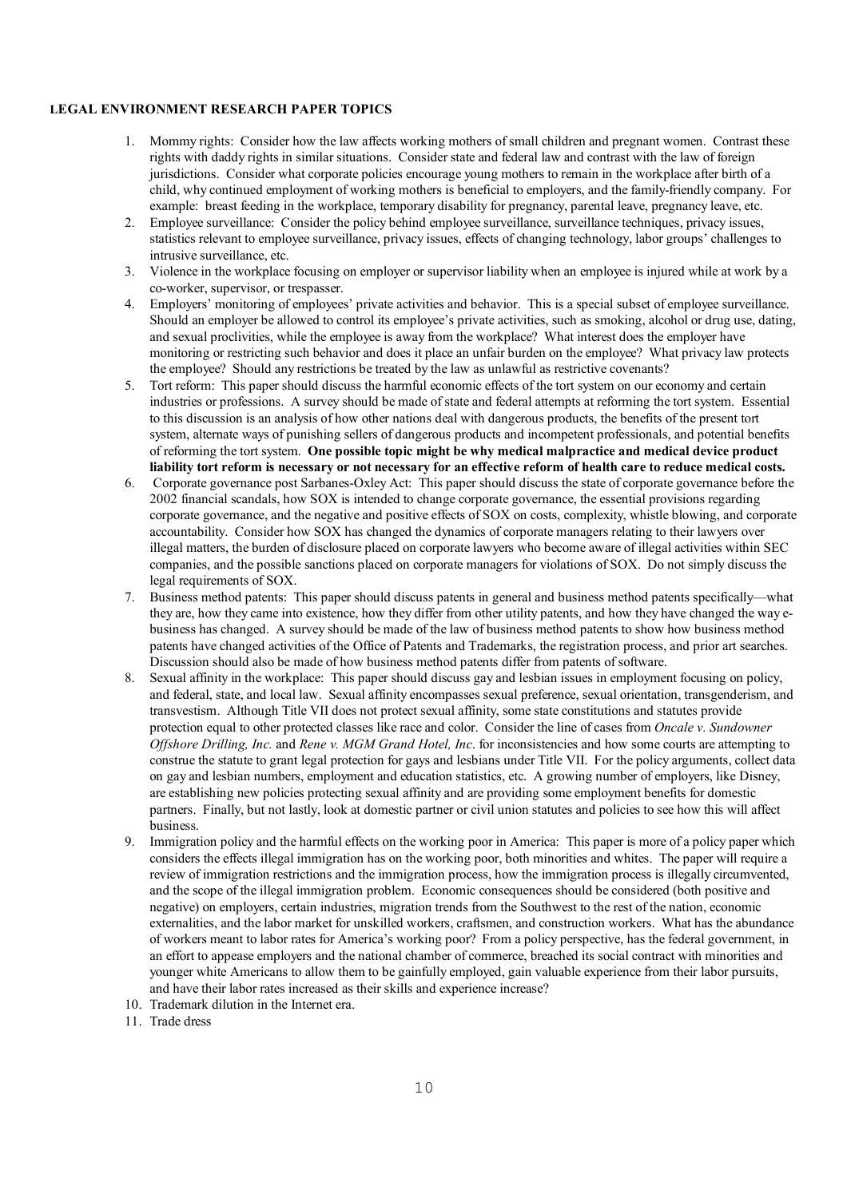**LEGAL ENVIRONMENT RESEARCH PAPER TOPICS**

1. Mommy rights: Consider how the law affects working mothers of small children and pregnant women. Contrast these rights with daddy rights in similar situations. Consider state and federal law and contrast with the law of foreign jurisdictions. Consider what corporate policies encourage young mothers to remain in the workplace after birth of a child, why continued employment of working mothers is beneficial to employers, and the family-friendly company. For example: breast feeding in the workplace, temporary disability for pregnancy, parental leave, pregnancy leave, etc.
2. Employee surveillance: Consider the policy behind employee surveillance, surveillance techniques, privacy issues, statistics relevant to employee surveillance, privacy issues, effects of changing technology, labor groups' challenges to intrusive surveillance, etc.
3. Violence in the workplace focusing on employer or supervisor liability when an employee is injured while at work by a co-worker, supervisor, or trespasser.
4. Employers' monitoring of employees' private activities and behavior. This is a special subset of employee surveillance. Should an employer be allowed to control its employee's private activities, such as smoking, alcohol or drug use, dating, and sexual proclivities, while the employee is away from the workplace? What interest does the employer have monitoring or restricting such behavior and does it place an unfair burden on the employee? What privacy law protects the employee? Should any restrictions be treated by the law as unlawful as restrictive covenants?
5. Tort reform: This paper should discuss the harmful economic effects of the tort system on our economy and certain industries or professions. A survey should be made of state and federal attempts at reforming the tort system. Essential to this discussion is an analysis of how other nations deal with dangerous products, the benefits of the present tort system, alternate ways of punishing sellers of dangerous products and incompetent professionals, and potential benefits of reforming the tort system. **One possible topic might be why medical malpractice and medical device product liability tort reform is necessary or not necessary for an effective reform of health care to reduce medical costs.**
6. Corporate governance post Sarbanes-Oxley Act: This paper should discuss the state of corporate governance before the 2002 financial scandals, how SOX is intended to change corporate governance, the essential provisions regarding corporate governance, and the negative and positive effects of SOX on costs, complexity, whistle blowing, and corporate accountability. Consider how SOX has changed the dynamics of corporate managers relating to their lawyers over illegal matters, the burden of disclosure placed on corporate lawyers who become aware of illegal activities within SEC companies, and the possible sanctions placed on corporate managers for violations of SOX. Do not simply discuss the legal requirements of SOX.
7. Business method patents: This paper should discuss patents in general and business method patents specifically—what they are, how they came into existence, how they differ from other utility patents, and how they have changed the way e-business has changed. A survey should be made of the law of business method patents to show how business method patents have changed activities of the Office of Patents and Trademarks, the registration process, and prior art searches. Discussion should also be made of how business method patents differ from patents of software.
8. Sexual affinity in the workplace: This paper should discuss gay and lesbian issues in employment focusing on policy, and federal, state, and local law. Sexual affinity encompasses sexual preference, sexual orientation, transgenderism, and transvestism. Although Title VII does not protect sexual affinity, some state constitutions and statutes provide protection equal to other protected classes like race and color. Consider the line of cases from *Oncale v. Sundowner Offshore Drilling, Inc.* and *Rene v. MGM Grand Hotel, Inc.* for inconsistencies and how some courts are attempting to construe the statute to grant legal protection for gays and lesbians under Title VII. For the policy arguments, collect data on gay and lesbian numbers, employment and education statistics, etc. A growing number of employers, like Disney, are establishing new policies protecting sexual affinity and are providing some employment benefits for domestic partners. Finally, but not lastly, look at domestic partner or civil union statutes and policies to see how this will affect business.
9. Immigration policy and the harmful effects on the working poor in America: This paper is more of a policy paper which considers the effects illegal immigration has on the working poor, both minorities and whites. The paper will require a review of immigration restrictions and the immigration process, how the immigration process is illegally circumvented, and the scope of the illegal immigration problem. Economic consequences should be considered (both positive and negative) on employers, certain industries, migration trends from the Southwest to the rest of the nation, economic externalities, and the labor market for unskilled workers, craftsmen, and construction workers. What has the abundance of workers meant to labor rates for America's working poor? From a policy perspective, has the federal government, in an effort to appease employers and the national chamber of commerce, breached its social contract with minorities and younger white Americans to allow them to be gainfully employed, gain valuable experience from their labor pursuits, and have their labor rates increased as their skills and experience increase?
10. Trademark dilution in the Internet era.
11. Trade dress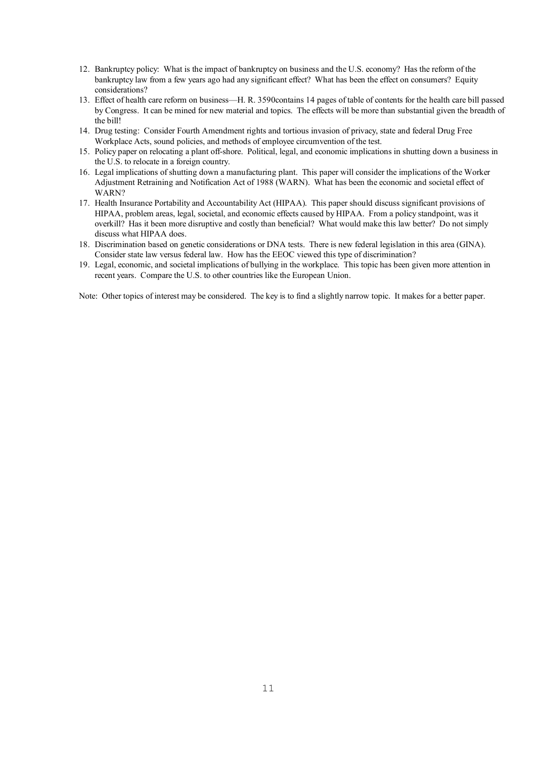12. Bankruptcy policy: What is the impact of bankruptcy on business and the U.S. economy? Has the reform of the bankruptcy law from a few years ago had any significant effect? What has been the effect on consumers? Equity considerations?
13. Effect of health care reform on business—H. R. 3590contains 14 pages of table of contents for the health care bill passed by Congress. It can be mined for new material and topics. The effects will be more than substantial given the breadth of the bill!
14. Drug testing: Consider Fourth Amendment rights and tortious invasion of privacy, state and federal Drug Free Workplace Acts, sound policies, and methods of employee circumvention of the test.
15. Policy paper on relocating a plant off-shore. Political, legal, and economic implications in shutting down a business in the U.S. to relocate in a foreign country.
16. Legal implications of shutting down a manufacturing plant. This paper will consider the implications of the Worker Adjustment Retraining and Notification Act of 1988 (WARN). What has been the economic and societal effect of WARN?
17. Health Insurance Portability and Accountability Act (HIPAA). This paper should discuss significant provisions of HIPAA, problem areas, legal, societal, and economic effects caused by HIPAA. From a policy standpoint, was it overkill? Has it been more disruptive and costly than beneficial? What would make this law better? Do not simply discuss what HIPAA does.
18. Discrimination based on genetic considerations or DNA tests. There is new federal legislation in this area (GINA). Consider state law versus federal law. How has the EEOC viewed this type of discrimination?
19. Legal, economic, and societal implications of bullying in the workplace. This topic has been given more attention in recent years. Compare the U.S. to other countries like the European Union.

Note: Other topics of interest may be considered. The key is to find a slightly narrow topic. It makes for a better paper.